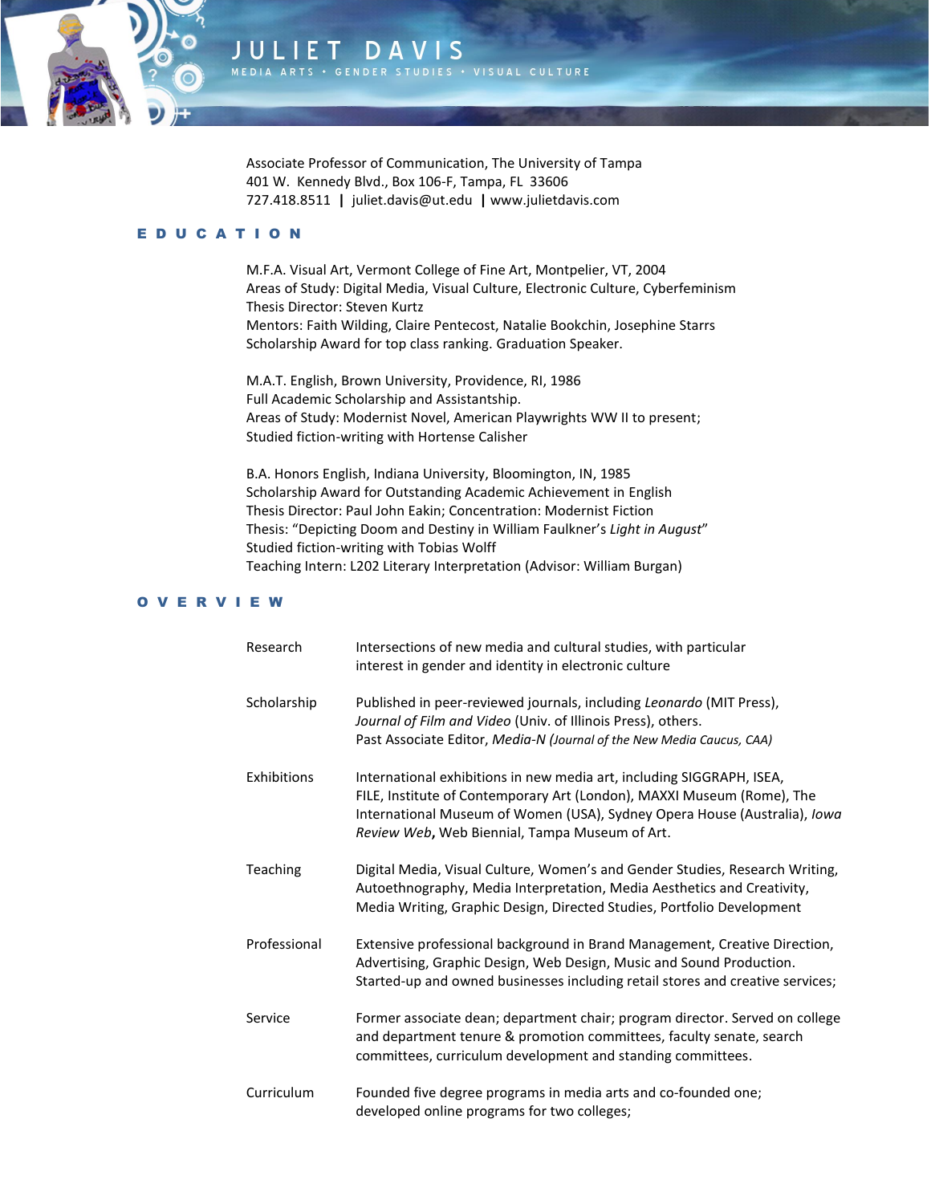# JULIET DAVIS

MEDIA ARTS • GENDER STUDIES • VISUAL CULTURE

Associate Professor of Communication, The University of Tampa
401 W. Kennedy Blvd., Box 106-F, Tampa, FL 33606
727.418.8511 | juliet.davis@ut.edu | www.julietdavis.com

## EDUCATION

M.F.A. Visual Art, Vermont College of Fine Art, Montpelier, VT, 2004
Areas of Study: Digital Media, Visual Culture, Electronic Culture, Cyberfeminism
Thesis Director: Steven Kurtz
Mentors: Faith Wilding, Claire Pentecost, Natalie Bookchin, Josephine Starrs
Scholarship Award for top class ranking. Graduation Speaker.

M.A.T. English, Brown University, Providence, RI, 1986
Full Academic Scholarship and Assistantship.
Areas of Study: Modernist Novel, American Playwrights WW II to present;
Studied fiction-writing with Hortense Calisher

B.A. Honors English, Indiana University, Bloomington, IN, 1985
Scholarship Award for Outstanding Academic Achievement in English
Thesis Director: Paul John Eakin; Concentration: Modernist Fiction
Thesis: "Depicting Doom and Destiny in William Faulkner's *Light in August*"
Studied fiction-writing with Tobias Wolff
Teaching Intern: L202 Literary Interpretation (Advisor: William Burgan)

## OVERVIEW

| | |
|---|---|
| Research | Intersections of new media and cultural studies, with particular interest in gender and identity in electronic culture |
| Scholarship | Published in peer-reviewed journals, including *Leonardo* (MIT Press), *Journal of Film and Video* (Univ. of Illinois Press), others. Past Associate Editor, *Media-N (Journal of the New Media Caucus, CAA)* |
| Exhibitions | International exhibitions in new media art, including SIGGRAPH, ISEA, FILE, Institute of Contemporary Art (London), MAXXI Museum (Rome), The International Museum of Women (USA), Sydney Opera House (Australia), *Iowa Review Web*, Web Biennial, Tampa Museum of Art. |
| Teaching | Digital Media, Visual Culture, Women's and Gender Studies, Research Writing, Autoethnography, Media Interpretation, Media Aesthetics and Creativity, Media Writing, Graphic Design, Directed Studies, Portfolio Development |
| Professional | Extensive professional background in Brand Management, Creative Direction, Advertising, Graphic Design, Web Design, Music and Sound Production. Started-up and owned businesses including retail stores and creative services; |
| Service | Former associate dean; department chair; program director. Served on college and department tenure & promotion committees, faculty senate, search committees, curriculum development and standing committees. |
| Curriculum | Founded five degree programs in media arts and co-founded one; developed online programs for two colleges; |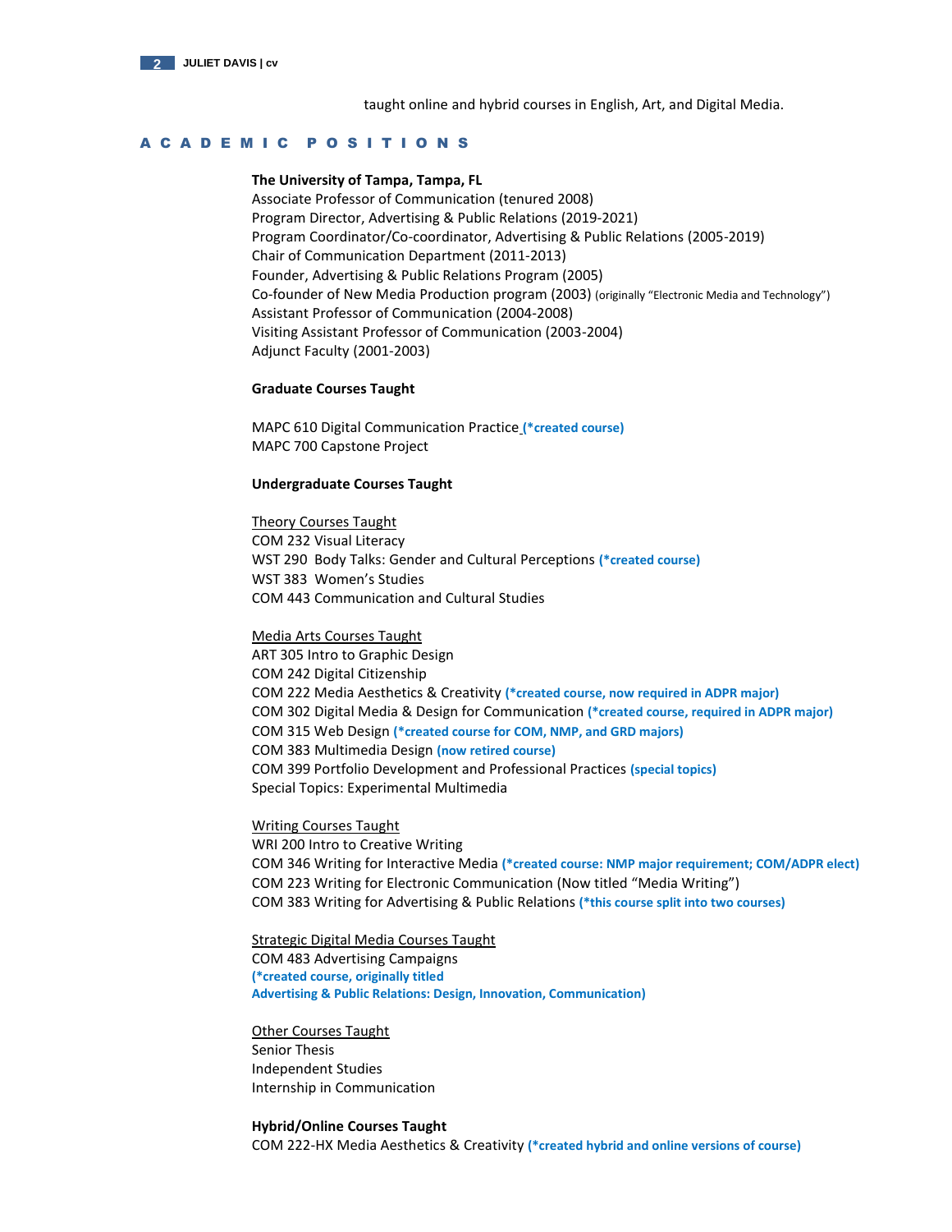taught online and hybrid courses in English, Art, and Digital Media.

## ACADEMIC POSITIONS

**The University of Tampa, Tampa, FL**
Associate Professor of Communication (tenured 2008)
Program Director, Advertising & Public Relations (2019-2021)
Program Coordinator/Co-coordinator, Advertising & Public Relations (2005-2019)
Chair of Communication Department (2011-2013)
Founder, Advertising & Public Relations Program (2005)
Co-founder of New Media Production program (2003) (originally "Electronic Media and Technology")
Assistant Professor of Communication (2004-2008)
Visiting Assistant Professor of Communication (2003-2004)
Adjunct Faculty (2001-2003)

**Graduate Courses Taught**

MAPC 610 Digital Communication Practice **(*created course)**
MAPC 700 Capstone Project

**Undergraduate Courses Taught**

Theory Courses Taught
COM 232 Visual Literacy
WST 290 Body Talks: Gender and Cultural Perceptions **(*created course)**
WST 383 Women's Studies
COM 443 Communication and Cultural Studies

Media Arts Courses Taught
ART 305 Intro to Graphic Design
COM 242 Digital Citizenship
COM 222 Media Aesthetics & Creativity **(*created course, now required in ADPR major)**
COM 302 Digital Media & Design for Communication **(*created course, required in ADPR major)**
COM 315 Web Design **(*created course for COM, NMP, and GRD majors)**
COM 383 Multimedia Design **(now retired course)**
COM 399 Portfolio Development and Professional Practices **(special topics)**
Special Topics: Experimental Multimedia

Writing Courses Taught
WRI 200 Intro to Creative Writing
COM 346 Writing for Interactive Media **(*created course: NMP major requirement; COM/ADPR elect)**
COM 223 Writing for Electronic Communication (Now titled "Media Writing")
COM 383 Writing for Advertising & Public Relations **(*this course split into two courses)**

Strategic Digital Media Courses Taught
COM 483 Advertising Campaigns
**(*created course, originally titled**
**Advertising & Public Relations: Design, Innovation, Communication)**

Other Courses Taught
Senior Thesis
Independent Studies
Internship in Communication

**Hybrid/Online Courses Taught**
COM 222-HX Media Aesthetics & Creativity **(*created hybrid and online versions of course)**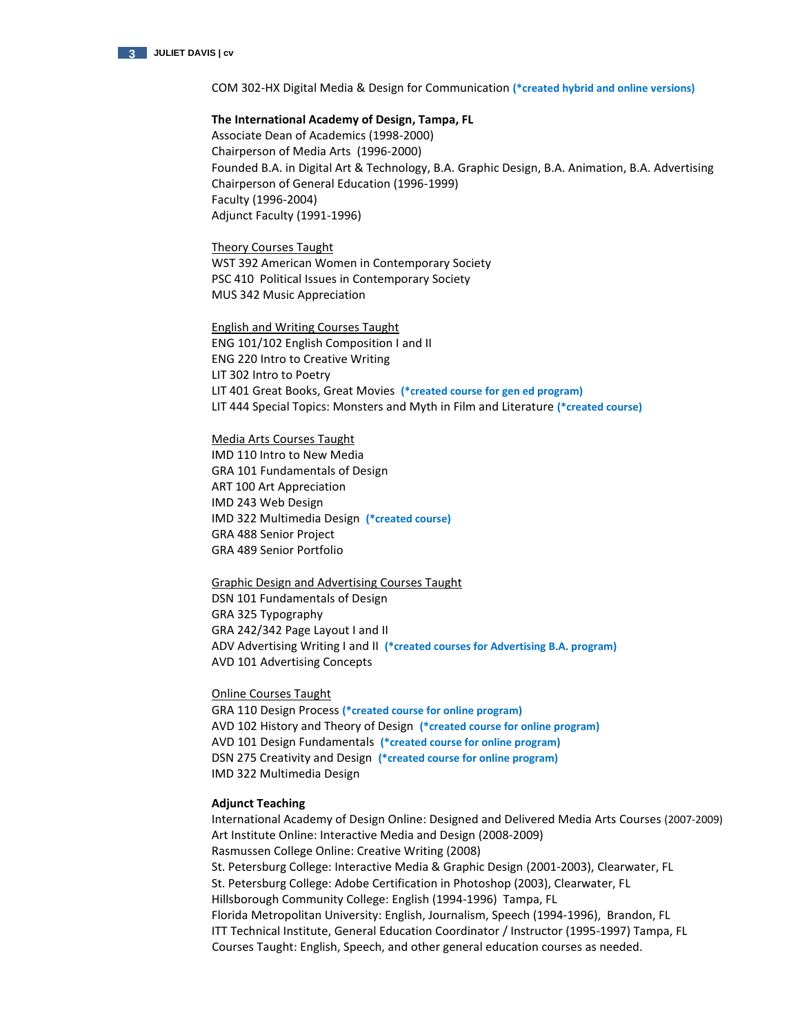COM 302-HX Digital Media & Design for Communication **(*created hybrid and online versions)**

**The International Academy of Design, Tampa, FL**
Associate Dean of Academics (1998-2000)
Chairperson of Media Arts (1996-2000)
Founded B.A. in Digital Art & Technology, B.A. Graphic Design, B.A. Animation, B.A. Advertising
Chairperson of General Education (1996-1999)
Faculty (1996-2004)
Adjunct Faculty (1991-1996)

Theory Courses Taught
WST 392 American Women in Contemporary Society
PSC 410 Political Issues in Contemporary Society
MUS 342 Music Appreciation

English and Writing Courses Taught
ENG 101/102 English Composition I and II
ENG 220 Intro to Creative Writing
LIT 302 Intro to Poetry
LIT 401 Great Books, Great Movies **(*created course for gen ed program)**
LIT 444 Special Topics: Monsters and Myth in Film and Literature **(*created course)**

Media Arts Courses Taught
IMD 110 Intro to New Media
GRA 101 Fundamentals of Design
ART 100 Art Appreciation
IMD 243 Web Design
IMD 322 Multimedia Design **(*created course)**
GRA 488 Senior Project
GRA 489 Senior Portfolio

Graphic Design and Advertising Courses Taught
DSN 101 Fundamentals of Design
GRA 325 Typography
GRA 242/342 Page Layout I and II
ADV Advertising Writing I and II **(*created courses for Advertising B.A. program)**
AVD 101 Advertising Concepts

Online Courses Taught
GRA 110 Design Process **(*created course for online program)**
AVD 102 History and Theory of Design **(*created course for online program)**
AVD 101 Design Fundamentals **(*created course for online program)**
DSN 275 Creativity and Design **(*created course for online program)**
IMD 322 Multimedia Design

**Adjunct Teaching**
International Academy of Design Online: Designed and Delivered Media Arts Courses (2007-2009)
Art Institute Online: Interactive Media and Design (2008-2009)
Rasmussen College Online: Creative Writing (2008)
St. Petersburg College: Interactive Media & Graphic Design (2001-2003), Clearwater, FL
St. Petersburg College: Adobe Certification in Photoshop (2003), Clearwater, FL
Hillsborough Community College: English (1994-1996) Tampa, FL
Florida Metropolitan University: English, Journalism, Speech (1994-1996), Brandon, FL
ITT Technical Institute, General Education Coordinator / Instructor (1995-1997) Tampa, FL
Courses Taught: English, Speech, and other general education courses as needed.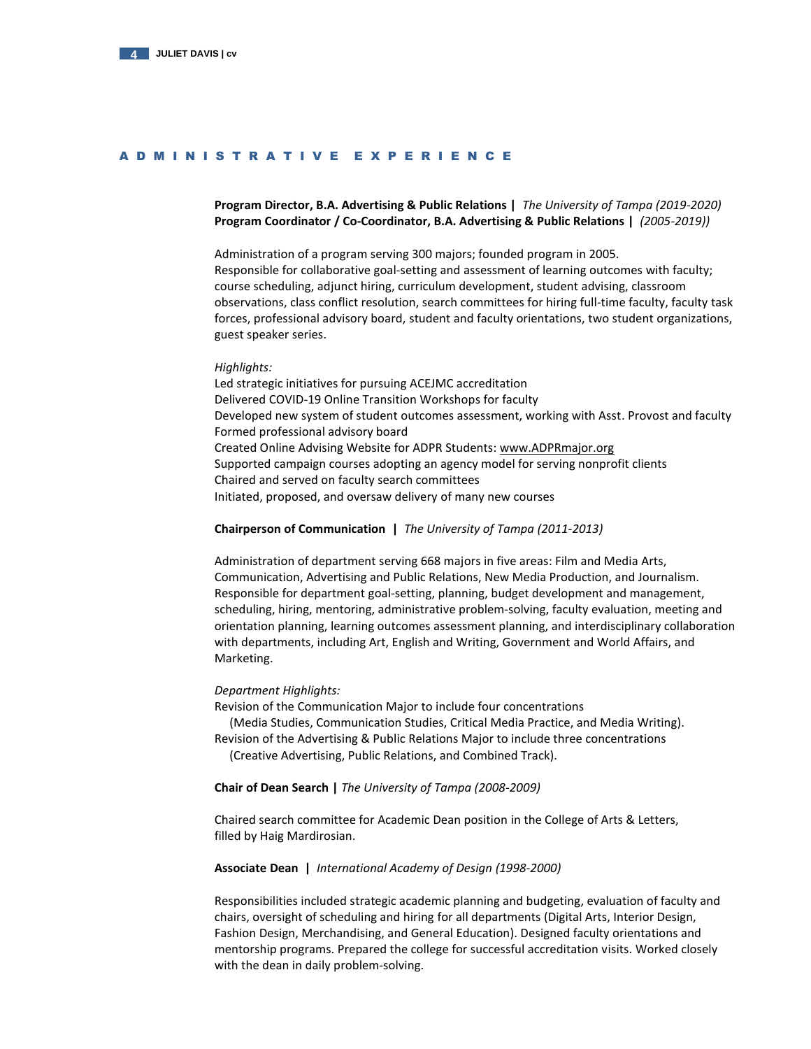## ADMINISTRATIVE EXPERIENCE

**Program Director, B.A. Advertising & Public Relations |** *The University of Tampa (2019-2020)*
**Program Coordinator / Co-Coordinator, B.A. Advertising & Public Relations |** *(2005-2019))*

Administration of a program serving 300 majors; founded program in 2005.
Responsible for collaborative goal-setting and assessment of learning outcomes with faculty; course scheduling, adjunct hiring, curriculum development, student advising, classroom observations, class conflict resolution, search committees for hiring full-time faculty, faculty task forces, professional advisory board, student and faculty orientations, two student organizations, guest speaker series.

*Highlights:*
Led strategic initiatives for pursuing ACEJMC accreditation
Delivered COVID-19 Online Transition Workshops for faculty
Developed new system of student outcomes assessment, working with Asst. Provost and faculty
Formed professional advisory board
Created Online Advising Website for ADPR Students: www.ADPRmajor.org
Supported campaign courses adopting an agency model for serving nonprofit clients
Chaired and served on faculty search committees
Initiated, proposed, and oversaw delivery of many new courses

**Chairperson of Communication |** *The University of Tampa (2011-2013)*

Administration of department serving 668 majors in five areas: Film and Media Arts, Communication, Advertising and Public Relations, New Media Production, and Journalism. Responsible for department goal-setting, planning, budget development and management, scheduling, hiring, mentoring, administrative problem-solving, faculty evaluation, meeting and orientation planning, learning outcomes assessment planning, and interdisciplinary collaboration with departments, including Art, English and Writing, Government and World Affairs, and Marketing.

*Department Highlights:*
Revision of the Communication Major to include four concentrations
(Media Studies, Communication Studies, Critical Media Practice, and Media Writing).
Revision of the Advertising & Public Relations Major to include three concentrations
(Creative Advertising, Public Relations, and Combined Track).

**Chair of Dean Search |** *The University of Tampa (2008-2009)*

Chaired search committee for Academic Dean position in the College of Arts & Letters, filled by Haig Mardirosian.

**Associate Dean |** *International Academy of Design (1998-2000)*

Responsibilities included strategic academic planning and budgeting, evaluation of faculty and chairs, oversight of scheduling and hiring for all departments (Digital Arts, Interior Design, Fashion Design, Merchandising, and General Education). Designed faculty orientations and mentorship programs. Prepared the college for successful accreditation visits. Worked closely with the dean in daily problem-solving.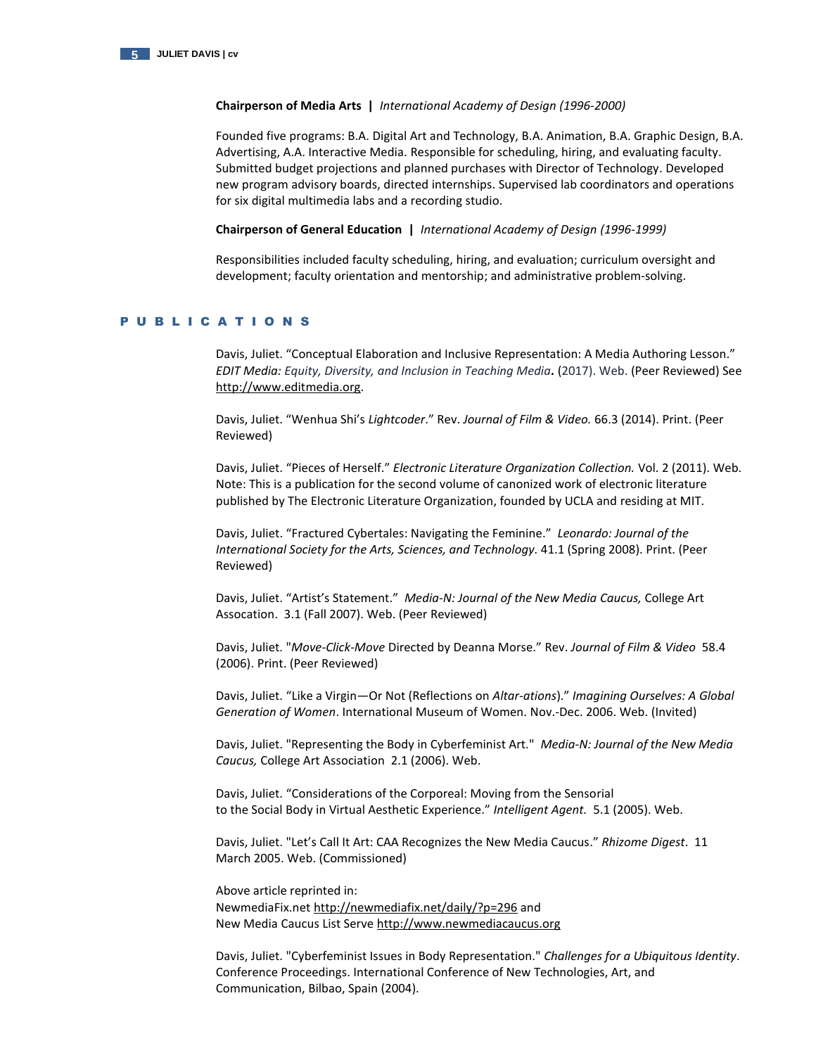**Chairperson of Media Arts | *International Academy of Design (1996-2000)***

Founded five programs: B.A. Digital Art and Technology, B.A. Animation, B.A. Graphic Design, B.A. Advertising, A.A. Interactive Media. Responsible for scheduling, hiring, and evaluating faculty. Submitted budget projections and planned purchases with Director of Technology. Developed new program advisory boards, directed internships. Supervised lab coordinators and operations for six digital multimedia labs and a recording studio.

**Chairperson of General Education | *International Academy of Design (1996-1999)***

Responsibilities included faculty scheduling, hiring, and evaluation; curriculum oversight and development; faculty orientation and mentorship; and administrative problem-solving.

## PUBLICATIONS

Davis, Juliet. "Conceptual Elaboration and Inclusive Representation: A Media Authoring Lesson." *EDIT Media: Equity, Diversity, and Inclusion in Teaching Media***.** (2017). Web. (Peer Reviewed) See http://www.editmedia.org.

Davis, Juliet. "Wenhua Shi's *Lightcoder*." Rev. *Journal of Film & Video.* 66.3 (2014). Print. (Peer Reviewed)

Davis, Juliet. "Pieces of Herself." *Electronic Literature Organization Collection.* Vol. 2 (2011). Web. Note: This is a publication for the second volume of canonized work of electronic literature published by The Electronic Literature Organization, founded by UCLA and residing at MIT.

Davis, Juliet. "Fractured Cybertales: Navigating the Feminine." *Leonardo: Journal of the International Society for the Arts, Sciences, and Technology*. 41.1 (Spring 2008). Print. (Peer Reviewed)

Davis, Juliet. "Artist's Statement." *Media-N: Journal of the New Media Caucus,* College Art Assocation. 3.1 (Fall 2007). Web. (Peer Reviewed)

Davis, Juliet. "*Move-Click-Move* Directed by Deanna Morse." Rev. *Journal of Film & Video* 58.4 (2006). Print. (Peer Reviewed)

Davis, Juliet. "Like a Virgin—Or Not (Reflections on *Altar-ations*)." *Imagining Ourselves: A Global Generation of Women*. International Museum of Women. Nov.-Dec. 2006. Web. (Invited)

Davis, Juliet. "Representing the Body in Cyberfeminist Art." *Media-N: Journal of the New Media Caucus,* College Art Association 2.1 (2006). Web.

Davis, Juliet. "Considerations of the Corporeal: Moving from the Sensorial to the Social Body in Virtual Aesthetic Experience." *Intelligent Agent.* 5.1 (2005). Web.

Davis, Juliet. "Let's Call It Art: CAA Recognizes the New Media Caucus." *Rhizome Digest*. 11 March 2005. Web. (Commissioned)

Above article reprinted in:
NewmediaFix.net http://newmediafix.net/daily/?p=296 and
New Media Caucus List Serve http://www.newmediacaucus.org

Davis, Juliet. "Cyberfeminist Issues in Body Representation." *Challenges for a Ubiquitous Identity*. Conference Proceedings. International Conference of New Technologies, Art, and Communication, Bilbao, Spain (2004).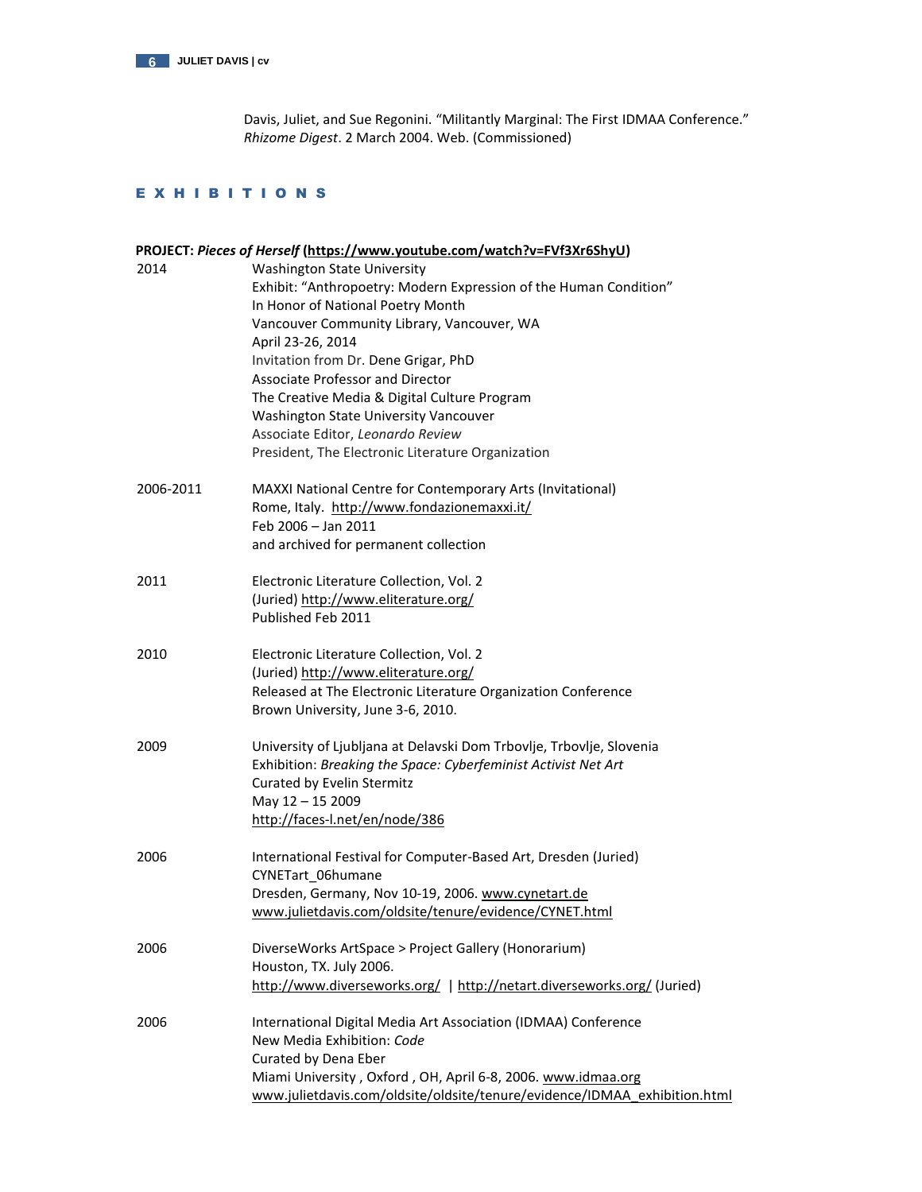Davis, Juliet, and Sue Regonini. “Militantly Marginal: The First IDMAA Conference.” *Rhizome Digest*. 2 March 2004. Web. (Commissioned)

## EXHIBITIONS

**PROJECT: *Pieces of Herself* (https://www.youtube.com/watch?v=FVf3Xr6ShyU)**

2014
Washington State University
Exhibit: “Anthropoetry: Modern Expression of the Human Condition”
In Honor of National Poetry Month
Vancouver Community Library, Vancouver, WA
April 23-26, 2014
Invitation from Dr. Dene Grigar, PhD
Associate Professor and Director
The Creative Media & Digital Culture Program
Washington State University Vancouver
Associate Editor, *Leonardo Review*
President, The Electronic Literature Organization

2006-2011
MAXXI National Centre for Contemporary Arts (Invitational)
Rome, Italy. http://www.fondazionemaxxi.it/
Feb 2006 – Jan 2011
and archived for permanent collection

2011
Electronic Literature Collection, Vol. 2
(Juried) http://www.eliterature.org/
Published Feb 2011

2010
Electronic Literature Collection, Vol. 2
(Juried) http://www.eliterature.org/
Released at The Electronic Literature Organization Conference
Brown University, June 3-6, 2010.

2009
University of Ljubljana at Delavski Dom Trbovlje, Trbovlje, Slovenia
Exhibition: *Breaking the Space: Cyberfeminist Activist Net Art*
Curated by Evelin Stermitz
May 12 – 15 2009
http://faces-l.net/en/node/386

2006
International Festival for Computer-Based Art, Dresden (Juried)
CYNETart_06humane
Dresden, Germany, Nov 10-19, 2006. www.cynetart.de
www.julietdavis.com/oldsite/tenure/evidence/CYNET.html

2006
DiverseWorks ArtSpace > Project Gallery (Honorarium)
Houston, TX. July 2006.
http://www.diverseworks.org/ | http://netart.diverseworks.org/ (Juried)

2006
International Digital Media Art Association (IDMAA) Conference
New Media Exhibition: *Code*
Curated by Dena Eber
Miami University , Oxford , OH, April 6-8, 2006. www.idmaa.org
www.julietdavis.com/oldsite/oldsite/tenure/evidence/IDMAA_exhibition.html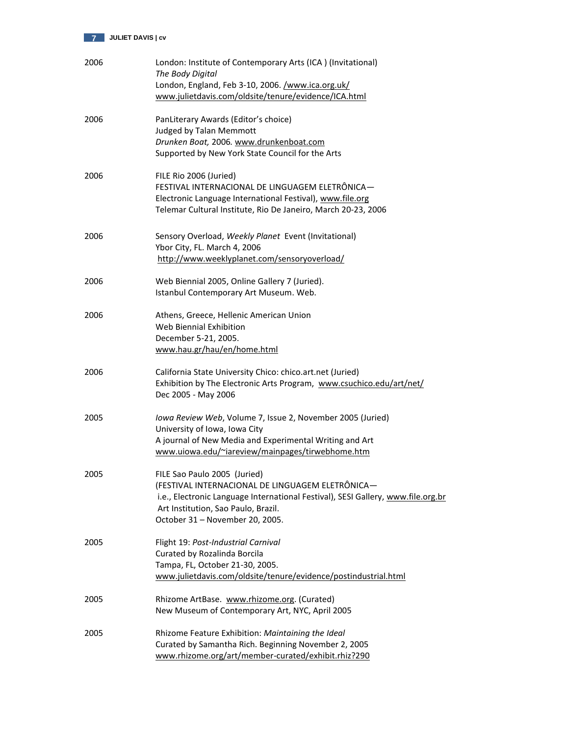2006 London: Institute of Contemporary Arts (ICA ) (Invitational)
*The Body Digital*
London, England, Feb 3-10, 2006. /www.ica.org.uk/
www.julietdavis.com/oldsite/tenure/evidence/ICA.html

2006 PanLiterary Awards (Editor's choice)
Judged by Talan Memmott
*Drunken Boat,* 2006*.* www.drunkenboat.com
Supported by New York State Council for the Arts

2006 FILE Rio 2006 (Juried)
FESTIVAL INTERNACIONAL DE LINGUAGEM ELETRÔNICA—
Electronic Language International Festival), www.file.org
Telemar Cultural Institute, Rio De Janeiro, March 20-23, 2006

2006 Sensory Overload, *Weekly Planet* Event (Invitational)
Ybor City, FL. March 4, 2006
http://www.weeklyplanet.com/sensoryoverload/

2006 Web Biennial 2005, Online Gallery 7 (Juried).
Istanbul Contemporary Art Museum. Web.

2006 Athens, Greece, Hellenic American Union
Web Biennial Exhibition
December 5-21, 2005.
www.hau.gr/hau/en/home.html

2006 California State University Chico: chico.art.net (Juried)
Exhibition by The Electronic Arts Program, www.csuchico.edu/art/net/
Dec 2005 - May 2006

2005 *Iowa Review Web*, Volume 7, Issue 2, November 2005 (Juried)
University of Iowa, Iowa City
A journal of New Media and Experimental Writing and Art
www.uiowa.edu/~iareview/mainpages/tirwebhome.htm

2005 FILE Sao Paulo 2005 (Juried)
(FESTIVAL INTERNACIONAL DE LINGUAGEM ELETRÔNICA—
i.e., Electronic Language International Festival), SESI Gallery, www.file.org.br
Art Institution, Sao Paulo, Brazil.
October 31 – November 20, 2005.

2005 Flight 19: *Post-Industrial Carnival*
Curated by Rozalinda Borcila
Tampa, FL, October 21-30, 2005.
www.julietdavis.com/oldsite/tenure/evidence/postindustrial.html

2005 Rhizome ArtBase. www.rhizome.org. (Curated)
New Museum of Contemporary Art, NYC, April 2005

2005 Rhizome Feature Exhibition: *Maintaining the Ideal*
Curated by Samantha Rich. Beginning November 2, 2005
www.rhizome.org/art/member-curated/exhibit.rhiz?290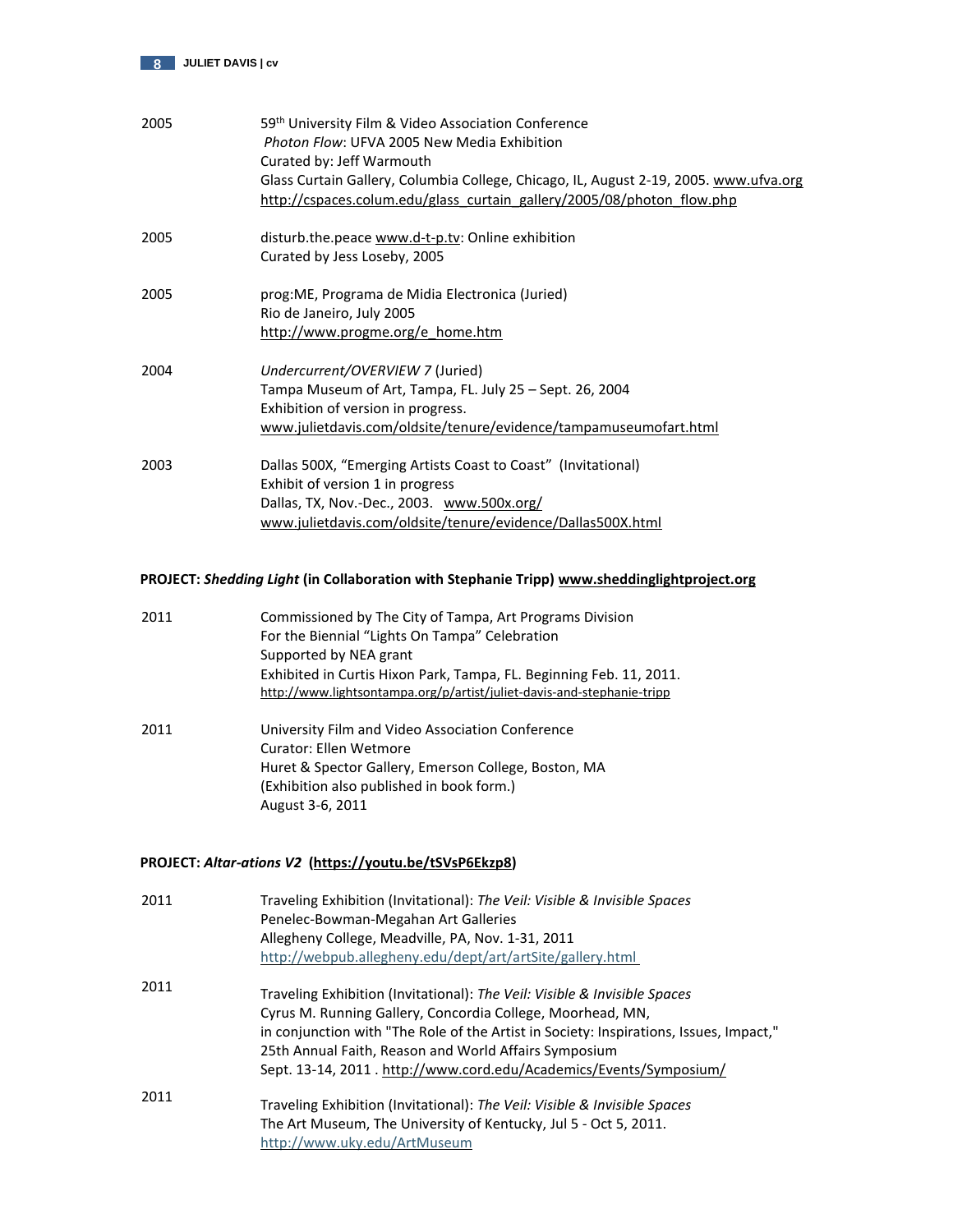2005 — 59th University Film & Video Association Conference
*Photon Flow*: UFVA 2005 New Media Exhibition
Curated by: Jeff Warmouth
Glass Curtain Gallery, Columbia College, Chicago, IL, August 2-19, 2005. www.ufva.org
http://cspaces.colum.edu/glass_curtain_gallery/2005/08/photon_flow.php

2005 — disturb.the.peace www.d-t-p.tv: Online exhibition
Curated by Jess Loseby, 2005

2005 — prog:ME, Programa de Midia Electronica (Juried)
Rio de Janeiro, July 2005
http://www.progme.org/e_home.htm

2004 — *Undercurrent/OVERVIEW 7* (Juried)
Tampa Museum of Art, Tampa, FL. July 25 – Sept. 26, 2004
Exhibition of version in progress.
www.julietdavis.com/oldsite/tenure/evidence/tampamuseumofart.html

2003 — Dallas 500X, "Emerging Artists Coast to Coast" (Invitational)
Exhibit of version 1 in progress
Dallas, TX, Nov.-Dec., 2003. www.500x.org/
www.julietdavis.com/oldsite/tenure/evidence/Dallas500X.html

**PROJECT: *Shedding Light* (in Collaboration with Stephanie Tripp) www.sheddinglightproject.org**

2011 — Commissioned by The City of Tampa, Art Programs Division
For the Biennial "Lights On Tampa" Celebration
Supported by NEA grant
Exhibited in Curtis Hixon Park, Tampa, FL. Beginning Feb. 11, 2011.
http://www.lightsontampa.org/p/artist/juliet-davis-and-stephanie-tripp

2011 — University Film and Video Association Conference
Curator: Ellen Wetmore
Huret & Spector Gallery, Emerson College, Boston, MA
(Exhibition also published in book form.)
August 3-6, 2011

**PROJECT: *Altar-ations V2* (https://youtu.be/tSVsP6Ekzp8)**

2011 — Traveling Exhibition (Invitational): *The Veil: Visible & Invisible Spaces*
Penelec-Bowman-Megahan Art Galleries
Allegheny College, Meadville, PA, Nov. 1-31, 2011
http://webpub.allegheny.edu/dept/art/artSite/gallery.html

2011 — Traveling Exhibition (Invitational): *The Veil: Visible & Invisible Spaces*
Cyrus M. Running Gallery, Concordia College, Moorhead, MN,
in conjunction with "The Role of the Artist in Society: Inspirations, Issues, Impact,"
25th Annual Faith, Reason and World Affairs Symposium
Sept. 13-14, 2011 . http://www.cord.edu/Academics/Events/Symposium/

2011 — Traveling Exhibition (Invitational): *The Veil: Visible & Invisible Spaces*
The Art Museum, The University of Kentucky, Jul 5 - Oct 5, 2011.
http://www.uky.edu/ArtMuseum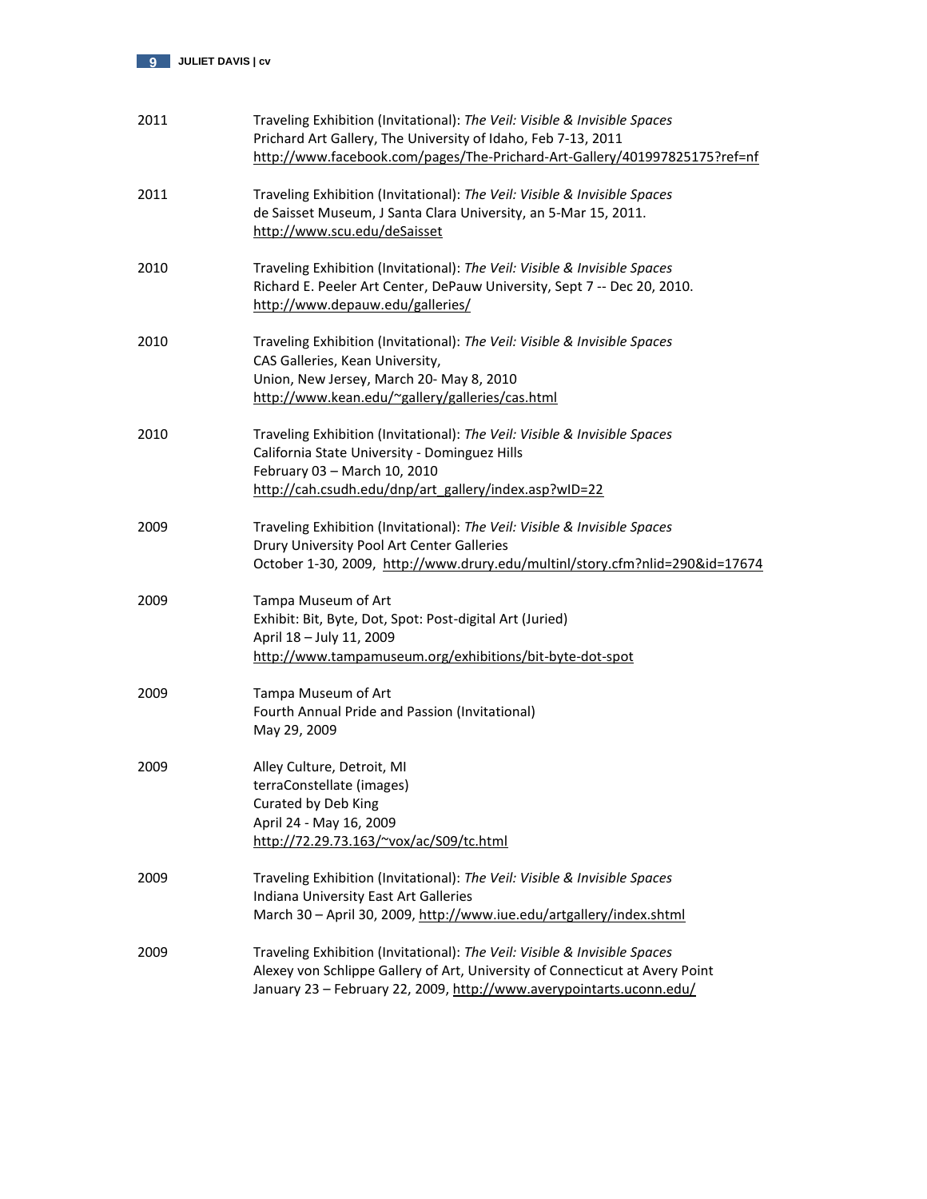| | |
|---|---|
| 2011 | Traveling Exhibition (Invitational): *The Veil: Visible & Invisible Spaces*<br>Prichard Art Gallery, The University of Idaho, Feb 7-13, 2011<br>http://www.facebook.com/pages/The-Prichard-Art-Gallery/401997825175?ref=nf |
| 2011 | Traveling Exhibition (Invitational): *The Veil: Visible & Invisible Spaces*<br>de Saisset Museum, J Santa Clara University, an 5-Mar 15, 2011.<br>http://www.scu.edu/deSaisset |
| 2010 | Traveling Exhibition (Invitational): *The Veil: Visible & Invisible Spaces*<br>Richard E. Peeler Art Center, DePauw University, Sept 7 -- Dec 20, 2010.<br>http://www.depauw.edu/galleries/ |
| 2010 | Traveling Exhibition (Invitational): *The Veil: Visible & Invisible Spaces*<br>CAS Galleries, Kean University,<br>Union, New Jersey, March 20- May 8, 2010<br>http://www.kean.edu/~gallery/galleries/cas.html |
| 2010 | Traveling Exhibition (Invitational): *The Veil: Visible & Invisible Spaces*<br>California State University - Dominguez Hills<br>February 03 – March 10, 2010<br>http://cah.csudh.edu/dnp/art_gallery/index.asp?wID=22 |
| 2009 | Traveling Exhibition (Invitational): *The Veil: Visible & Invisible Spaces*<br>Drury University Pool Art Center Galleries<br>October 1-30, 2009, http://www.drury.edu/multinl/story.cfm?nlid=290&id=17674 |
| 2009 | Tampa Museum of Art<br>Exhibit: Bit, Byte, Dot, Spot: Post-digital Art (Juried)<br>April 18 – July 11, 2009<br>http://www.tampamuseum.org/exhibitions/bit-byte-dot-spot |
| 2009 | Tampa Museum of Art<br>Fourth Annual Pride and Passion (Invitational)<br>May 29, 2009 |
| 2009 | Alley Culture, Detroit, MI<br>terraConstellate (images)<br>Curated by Deb King<br>April 24 - May 16, 2009<br>http://72.29.73.163/~vox/ac/S09/tc.html |
| 2009 | Traveling Exhibition (Invitational): *The Veil: Visible & Invisible Spaces*<br>Indiana University East Art Galleries<br>March 30 – April 30, 2009, http://www.iue.edu/artgallery/index.shtml |
| 2009 | Traveling Exhibition (Invitational): *The Veil: Visible & Invisible Spaces*<br>Alexey von Schlippe Gallery of Art, University of Connecticut at Avery Point<br>January 23 – February 22, 2009, http://www.averypointarts.uconn.edu/ |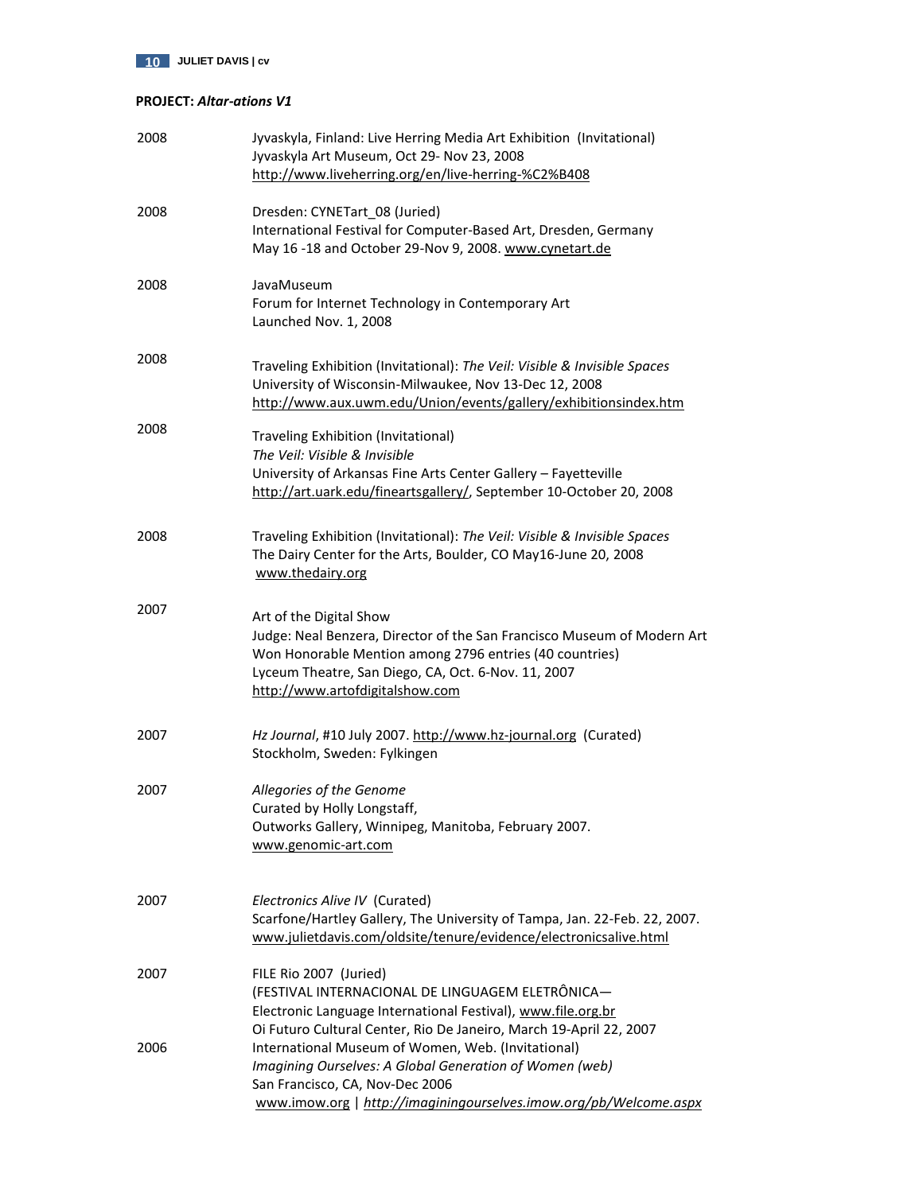**PROJECT:** ***Altar-ations V1***

| | |
|---|---|
| 2008 | Jyvaskyla, Finland: Live Herring Media Art Exhibition (Invitational)<br>Jyvaskyla Art Museum, Oct 29- Nov 23, 2008<br>http://www.liveherring.org/en/live-herring-%C2%B408 |
| 2008 | Dresden: CYNETart_08 (Juried)<br>International Festival for Computer-Based Art, Dresden, Germany<br>May 16 -18 and October 29-Nov 9, 2008. www.cynetart.de |
| 2008 | JavaMuseum<br>Forum for Internet Technology in Contemporary Art<br>Launched Nov. 1, 2008 |
| 2008 | Traveling Exhibition (Invitational): *The Veil: Visible & Invisible Spaces*<br>University of Wisconsin-Milwaukee, Nov 13-Dec 12, 2008<br>http://www.aux.uwm.edu/Union/events/gallery/exhibitionsindex.htm |
| 2008 | Traveling Exhibition (Invitational)<br>*The Veil: Visible & Invisible*<br>University of Arkansas Fine Arts Center Gallery – Fayetteville<br>http://art.uark.edu/fineartsgallery/, September 10-October 20, 2008 |
| 2008 | Traveling Exhibition (Invitational): *The Veil: Visible & Invisible Spaces*<br>The Dairy Center for the Arts, Boulder, CO May16-June 20, 2008<br>www.thedairy.org |
| 2007 | Art of the Digital Show<br>Judge: Neal Benzera, Director of the San Francisco Museum of Modern Art<br>Won Honorable Mention among 2796 entries (40 countries)<br>Lyceum Theatre, San Diego, CA, Oct. 6-Nov. 11, 2007<br>http://www.artofdigitalshow.com |
| 2007 | *Hz Journal*, #10 July 2007. http://www.hz-journal.org (Curated)<br>Stockholm, Sweden: Fylkingen |
| 2007 | *Allegories of the Genome*<br>Curated by Holly Longstaff,<br>Outworks Gallery, Winnipeg, Manitoba, February 2007.<br>www.genomic-art.com |
| 2007 | *Electronics Alive IV* (Curated)<br>Scarfone/Hartley Gallery, The University of Tampa, Jan. 22-Feb. 22, 2007.<br>www.julietdavis.com/oldsite/tenure/evidence/electronicsalive.html |
| 2007 | FILE Rio 2007 (Juried)<br>(FESTIVAL INTERNACIONAL DE LINGUAGEM ELETRÔNICA—<br>Electronic Language International Festival), www.file.org.br<br>Oi Futuro Cultural Center, Rio De Janeiro, March 19-April 22, 2007 |
| 2006 | International Museum of Women, Web. (Invitational)<br>*Imagining Ourselves: A Global Generation of Women (web)*<br>San Francisco, CA, Nov-Dec 2006<br>www.imow.org \| *http://imaginingourselves.imow.org/pb/Welcome.aspx* |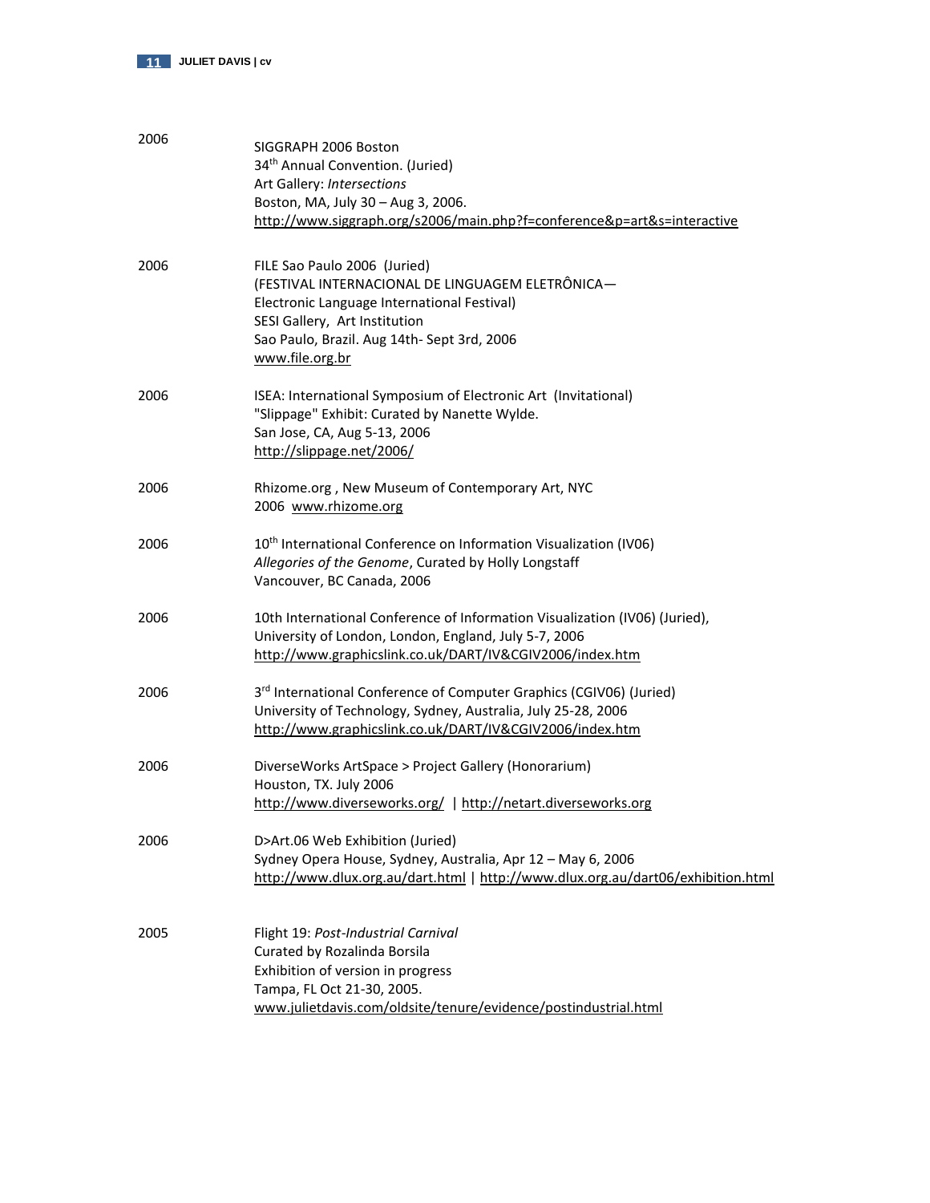2006

SIGGRAPH 2006 Boston
34th Annual Convention. (Juried)
Art Gallery: *Intersections*
Boston, MA, July 30 – Aug 3, 2006.
http://www.siggraph.org/s2006/main.php?f=conference&p=art&s=interactive

2006

FILE Sao Paulo 2006 (Juried)
(FESTIVAL INTERNACIONAL DE LINGUAGEM ELETRÔNICA—
Electronic Language International Festival)
SESI Gallery, Art Institution
Sao Paulo, Brazil. Aug 14th- Sept 3rd, 2006
www.file.org.br

2006

ISEA: International Symposium of Electronic Art (Invitational)
"Slippage" Exhibit: Curated by Nanette Wylde.
San Jose, CA, Aug 5-13, 2006
http://slippage.net/2006/

2006

Rhizome.org , New Museum of Contemporary Art, NYC
2006 www.rhizome.org

2006

10th International Conference on Information Visualization (IV06)
*Allegories of the Genome*, Curated by Holly Longstaff
Vancouver, BC Canada, 2006

2006

10th International Conference of Information Visualization (IV06) (Juried),
University of London, London, England, July 5-7, 2006
http://www.graphicslink.co.uk/DART/IV&CGIV2006/index.htm

2006

3rd International Conference of Computer Graphics (CGIV06) (Juried)
University of Technology, Sydney, Australia, July 25-28, 2006
http://www.graphicslink.co.uk/DART/IV&CGIV2006/index.htm

2006

DiverseWorks ArtSpace > Project Gallery (Honorarium)
Houston, TX. July 2006
http://www.diverseworks.org/ | http://netart.diverseworks.org

2006

D>Art.06 Web Exhibition (Juried)
Sydney Opera House, Sydney, Australia, Apr 12 – May 6, 2006
http://www.dlux.org.au/dart.html | http://www.dlux.org.au/dart06/exhibition.html

2005

Flight 19: *Post-Industrial Carnival*
Curated by Rozalinda Borsila
Exhibition of version in progress
Tampa, FL Oct 21-30, 2005.
www.julietdavis.com/oldsite/tenure/evidence/postindustrial.html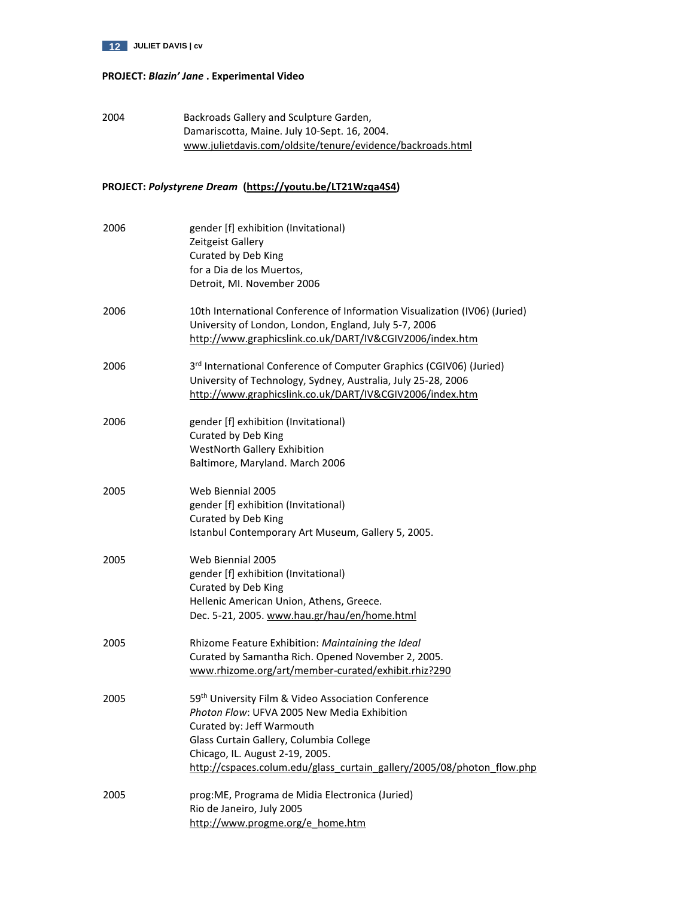**PROJECT: *Blazin' Jane* . Experimental Video**

2004 Backroads Gallery and Sculpture Garden,
Damariscotta, Maine. July 10-Sept. 16, 2004.
www.julietdavis.com/oldsite/tenure/evidence/backroads.html

**PROJECT: *Polystyrene Dream* (https://youtu.be/LT21Wzqa4S4)**

2006 gender [f] exhibition (Invitational)
Zeitgeist Gallery
Curated by Deb King
for a Dia de los Muertos,
Detroit, MI. November 2006

2006 10th International Conference of Information Visualization (IV06) (Juried)
University of London, London, England, July 5-7, 2006
http://www.graphicslink.co.uk/DART/IV&CGIV2006/index.htm

2006 3rd International Conference of Computer Graphics (CGIV06) (Juried)
University of Technology, Sydney, Australia, July 25-28, 2006
http://www.graphicslink.co.uk/DART/IV&CGIV2006/index.htm

2006 gender [f] exhibition (Invitational)
Curated by Deb King
WestNorth Gallery Exhibition
Baltimore, Maryland. March 2006

2005 Web Biennial 2005
gender [f] exhibition (Invitational)
Curated by Deb King
Istanbul Contemporary Art Museum, Gallery 5, 2005.

2005 Web Biennial 2005
gender [f] exhibition (Invitational)
Curated by Deb King
Hellenic American Union, Athens, Greece.
Dec. 5-21, 2005. www.hau.gr/hau/en/home.html

2005 Rhizome Feature Exhibition: *Maintaining the Ideal*
Curated by Samantha Rich. Opened November 2, 2005.
www.rhizome.org/art/member-curated/exhibit.rhiz?290

2005 59th University Film & Video Association Conference
*Photon Flow*: UFVA 2005 New Media Exhibition
Curated by: Jeff Warmouth
Glass Curtain Gallery, Columbia College
Chicago, IL. August 2-19, 2005.
http://cspaces.colum.edu/glass_curtain_gallery/2005/08/photon_flow.php

2005 prog:ME, Programa de Midia Electronica (Juried)
Rio de Janeiro, July 2005
http://www.progme.org/e_home.htm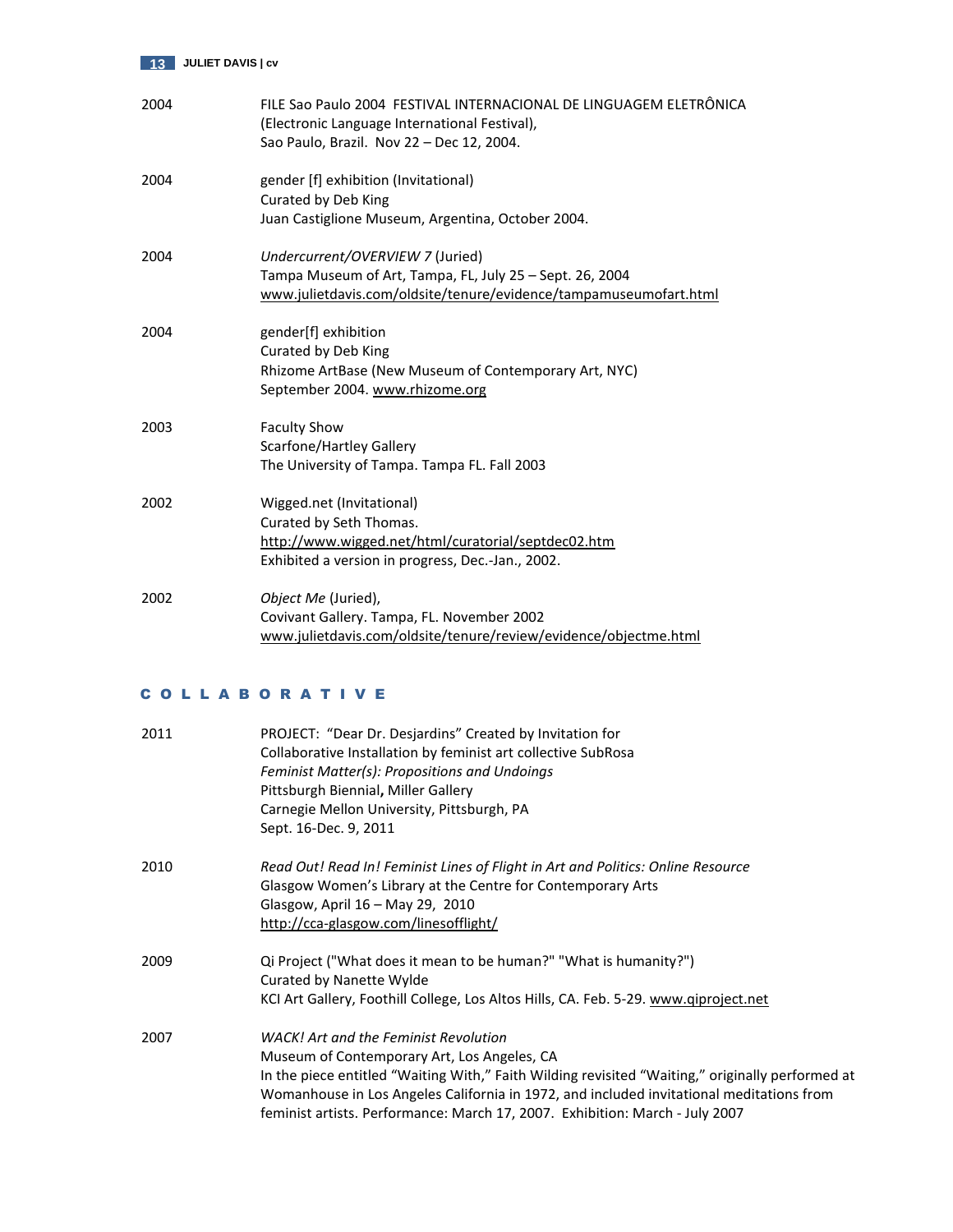2004 FILE Sao Paulo 2004 FESTIVAL INTERNACIONAL DE LINGUAGEM ELETRÔNICA
(Electronic Language International Festival),
Sao Paulo, Brazil. Nov 22 – Dec 12, 2004.

2004 gender [f] exhibition (Invitational)
Curated by Deb King
Juan Castiglione Museum, Argentina, October 2004.

2004 *Undercurrent/OVERVIEW 7* (Juried)
Tampa Museum of Art, Tampa, FL, July 25 – Sept. 26, 2004
www.julietdavis.com/oldsite/tenure/evidence/tampamuseumofart.html

2004 gender[f] exhibition
Curated by Deb King
Rhizome ArtBase (New Museum of Contemporary Art, NYC)
September 2004. www.rhizome.org

2003 Faculty Show
Scarfone/Hartley Gallery
The University of Tampa. Tampa FL. Fall 2003

2002 Wigged.net (Invitational)
Curated by Seth Thomas.
http://www.wigged.net/html/curatorial/septdec02.htm
Exhibited a version in progress, Dec.-Jan., 2002.

2002 *Object Me* (Juried),
Covivant Gallery. Tampa, FL. November 2002
www.julietdavis.com/oldsite/tenure/review/evidence/objectme.html

## C O L L A B O R A T I V E

2011 PROJECT: "Dear Dr. Desjardins" Created by Invitation for
Collaborative Installation by feminist art collective SubRosa
*Feminist Matter(s): Propositions and Undoings*
Pittsburgh Biennial**,** Miller Gallery
Carnegie Mellon University, Pittsburgh, PA
Sept. 16-Dec. 9, 2011

2010 *Read Out! Read In! Feminist Lines of Flight in Art and Politics: Online Resource*
Glasgow Women's Library at the Centre for Contemporary Arts
Glasgow, April 16 – May 29, 2010
http://cca-glasgow.com/linesofflight/

2009 Qi Project ("What does it mean to be human?" "What is humanity?")
Curated by Nanette Wylde
KCI Art Gallery, Foothill College, Los Altos Hills, CA. Feb. 5-29. www.qiproject.net

2007 *WACK! Art and the Feminist Revolution*
Museum of Contemporary Art, Los Angeles, CA
In the piece entitled "Waiting With," Faith Wilding revisited "Waiting," originally performed at Womanhouse in Los Angeles California in 1972, and included invitational meditations from feminist artists. Performance: March 17, 2007. Exhibition: March - July 2007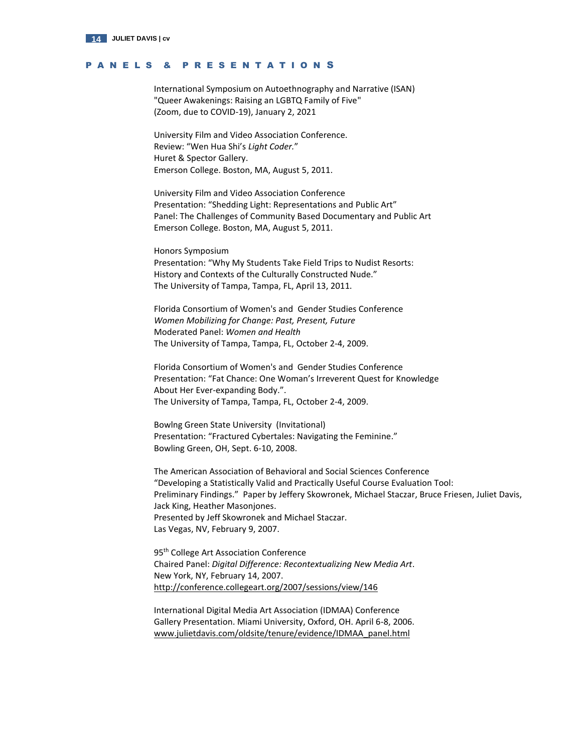## PANELS & PRESENTATIONS

International Symposium on Autoethnography and Narrative (ISAN)
"Queer Awakenings: Raising an LGBTQ Family of Five"
(Zoom, due to COVID-19), January 2, 2021

University Film and Video Association Conference.
Review: "Wen Hua Shi's *Light Coder.*"
Huret & Spector Gallery.
Emerson College. Boston, MA, August 5, 2011.

University Film and Video Association Conference
Presentation: "Shedding Light: Representations and Public Art"
Panel: The Challenges of Community Based Documentary and Public Art
Emerson College. Boston, MA, August 5, 2011.

Honors Symposium
Presentation: "Why My Students Take Field Trips to Nudist Resorts:
History and Contexts of the Culturally Constructed Nude."
The University of Tampa, Tampa, FL, April 13, 2011.

Florida Consortium of Women's and Gender Studies Conference
*Women Mobilizing for Change: Past, Present, Future*
Moderated Panel: *Women and Health*
The University of Tampa, Tampa, FL, October 2-4, 2009.

Florida Consortium of Women's and Gender Studies Conference
Presentation: "Fat Chance: One Woman's Irreverent Quest for Knowledge
About Her Ever-expanding Body.".
The University of Tampa, Tampa, FL, October 2-4, 2009.

Bowlng Green State University (Invitational)
Presentation: "Fractured Cybertales: Navigating the Feminine."
Bowling Green, OH, Sept. 6-10, 2008.

The American Association of Behavioral and Social Sciences Conference
"Developing a Statistically Valid and Practically Useful Course Evaluation Tool:
Preliminary Findings." Paper by Jeffery Skowronek, Michael Staczar, Bruce Friesen, Juliet Davis,
Jack King, Heather Masonjones.
Presented by Jeff Skowronek and Michael Staczar.
Las Vegas, NV, February 9, 2007.

95th College Art Association Conference
Chaired Panel: *Digital Difference: Recontextualizing New Media Art*.
New York, NY, February 14, 2007.
http://conference.collegeart.org/2007/sessions/view/146

International Digital Media Art Association (IDMAA) Conference
Gallery Presentation. Miami University, Oxford, OH. April 6-8, 2006.
www.julietdavis.com/oldsite/tenure/evidence/IDMAA_panel.html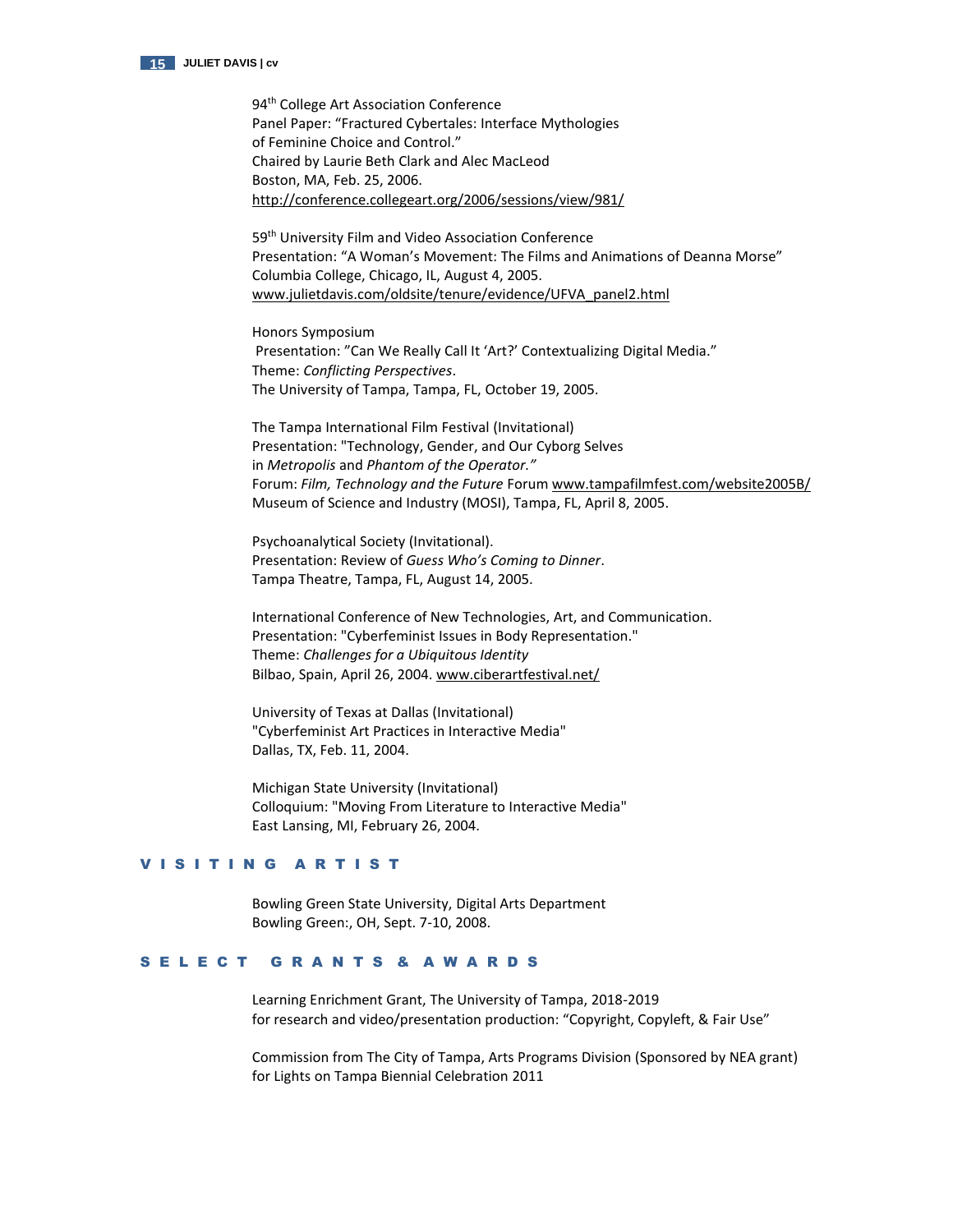94th College Art Association Conference
Panel Paper: "Fractured Cybertales: Interface Mythologies of Feminine Choice and Control."
Chaired by Laurie Beth Clark and Alec MacLeod
Boston, MA, Feb. 25, 2006.
http://conference.collegeart.org/2006/sessions/view/981/

59th University Film and Video Association Conference
Presentation: "A Woman's Movement: The Films and Animations of Deanna Morse"
Columbia College, Chicago, IL, August 4, 2005.
www.julietdavis.com/oldsite/tenure/evidence/UFVA_panel2.html

Honors Symposium
Presentation: "Can We Really Call It 'Art?' Contextualizing Digital Media."
Theme: *Conflicting Perspectives*.
The University of Tampa, Tampa, FL, October 19, 2005.

The Tampa International Film Festival (Invitational)
Presentation: "Technology, Gender, and Our Cyborg Selves in *Metropolis* and *Phantom of the Operator."*
Forum: *Film, Technology and the Future* Forum www.tampafilmfest.com/website2005B/
Museum of Science and Industry (MOSI), Tampa, FL, April 8, 2005.

Psychoanalytical Society (Invitational).
Presentation: Review of *Guess Who's Coming to Dinner*.
Tampa Theatre, Tampa, FL, August 14, 2005.

International Conference of New Technologies, Art, and Communication.
Presentation: "Cyberfeminist Issues in Body Representation."
Theme: *Challenges for a Ubiquitous Identity*
Bilbao, Spain, April 26, 2004. www.ciberartfestival.net/

University of Texas at Dallas (Invitational)
"Cyberfeminist Art Practices in Interactive Media"
Dallas, TX, Feb. 11, 2004.

Michigan State University (Invitational)
Colloquium: "Moving From Literature to Interactive Media"
East Lansing, MI, February 26, 2004.

## VISITING ARTIST

Bowling Green State University, Digital Arts Department
Bowling Green:, OH, Sept. 7-10, 2008.

## SELECT GRANTS & AWARDS

Learning Enrichment Grant, The University of Tampa, 2018-2019
for research and video/presentation production: "Copyright, Copyleft, & Fair Use"

Commission from The City of Tampa, Arts Programs Division (Sponsored by NEA grant)
for Lights on Tampa Biennial Celebration 2011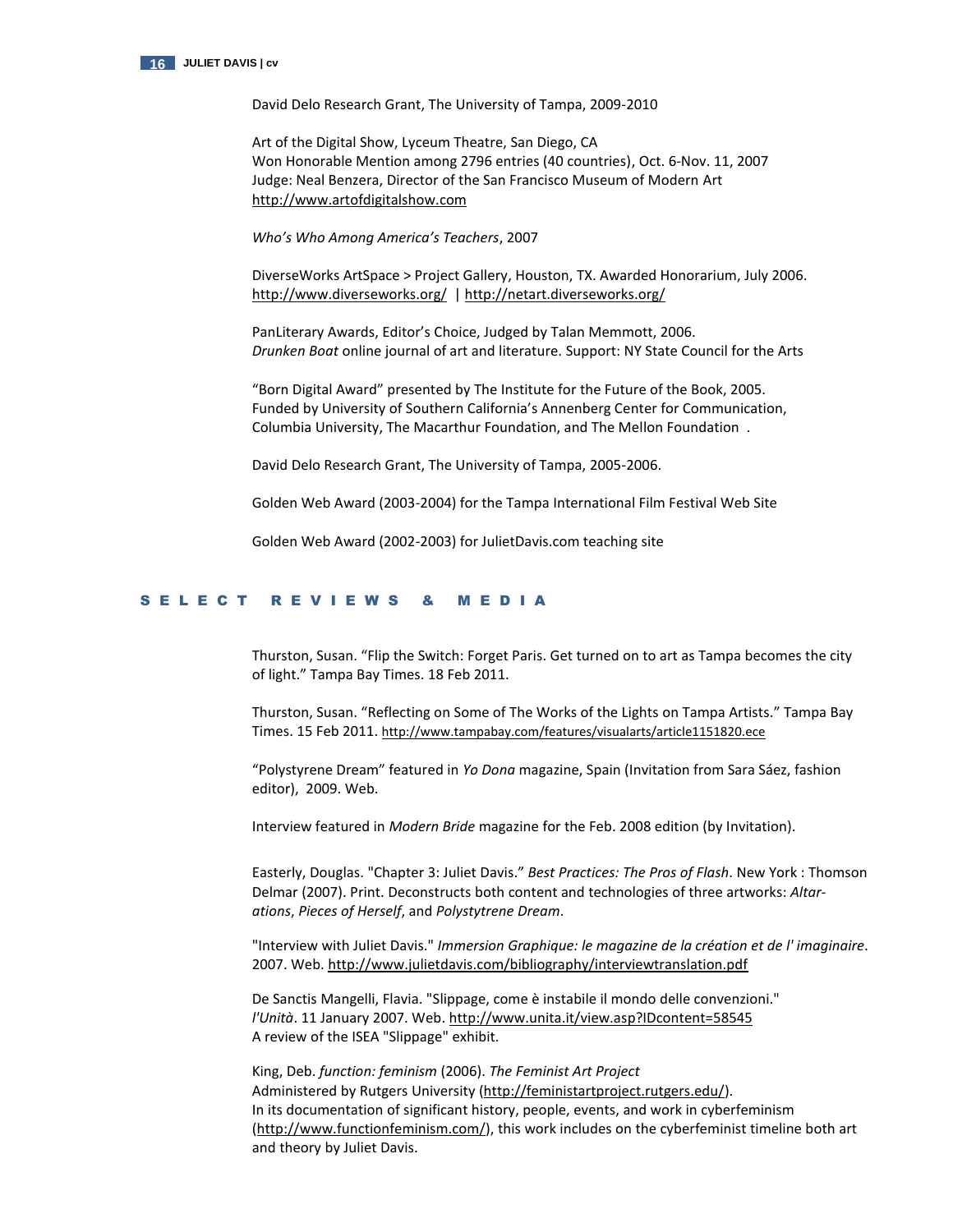David Delo Research Grant, The University of Tampa, 2009-2010

Art of the Digital Show, Lyceum Theatre, San Diego, CA
Won Honorable Mention among 2796 entries (40 countries), Oct. 6-Nov. 11, 2007
Judge: Neal Benzera, Director of the San Francisco Museum of Modern Art
http://www.artofdigitalshow.com

*Who's Who Among America's Teachers*, 2007

DiverseWorks ArtSpace > Project Gallery, Houston, TX. Awarded Honorarium, July 2006.
http://www.diverseworks.org/ | http://netart.diverseworks.org/

PanLiterary Awards, Editor's Choice, Judged by Talan Memmott, 2006.
*Drunken Boat* online journal of art and literature. Support: NY State Council for the Arts

"Born Digital Award" presented by The Institute for the Future of the Book, 2005.
Funded by University of Southern California's Annenberg Center for Communication, Columbia University, The Macarthur Foundation, and The Mellon Foundation .

David Delo Research Grant, The University of Tampa, 2005-2006.

Golden Web Award (2003-2004) for the Tampa International Film Festival Web Site

Golden Web Award (2002-2003) for JulietDavis.com teaching site

## SELECT REVIEWS & MEDIA

Thurston, Susan. "Flip the Switch: Forget Paris. Get turned on to art as Tampa becomes the city of light." Tampa Bay Times. 18 Feb 2011.

Thurston, Susan. "Reflecting on Some of The Works of the Lights on Tampa Artists." Tampa Bay Times. 15 Feb 2011. http://www.tampabay.com/features/visualarts/article1151820.ece

"Polystyrene Dream" featured in *Yo Dona* magazine, Spain (Invitation from Sara Sáez, fashion editor), 2009. Web.

Interview featured in *Modern Bride* magazine for the Feb. 2008 edition (by Invitation).

Easterly, Douglas. "Chapter 3: Juliet Davis." *Best Practices: The Pros of Flash*. New York : Thomson Delmar (2007). Print. Deconstructs both content and technologies of three artworks: *Altar-ations*, *Pieces of Herself*, and *Polystytrene Dream*.

"Interview with Juliet Davis." *Immersion Graphique: le magazine de la création et de l' imaginaire*. 2007. Web. http://www.julietdavis.com/bibliography/interviewtranslation.pdf

De Sanctis Mangelli, Flavia. "Slippage, come è instabile il mondo delle convenzioni." *l'Unità*. 11 January 2007. Web. http://www.unita.it/view.asp?IDcontent=58545
A review of the ISEA "Slippage" exhibit.

King, Deb. *function: feminism* (2006). *The Feminist Art Project*
Administered by Rutgers University (http://feministartproject.rutgers.edu/).
In its documentation of significant history, people, events, and work in cyberfeminism (http://www.functionfeminism.com/), this work includes on the cyberfeminist timeline both art and theory by Juliet Davis.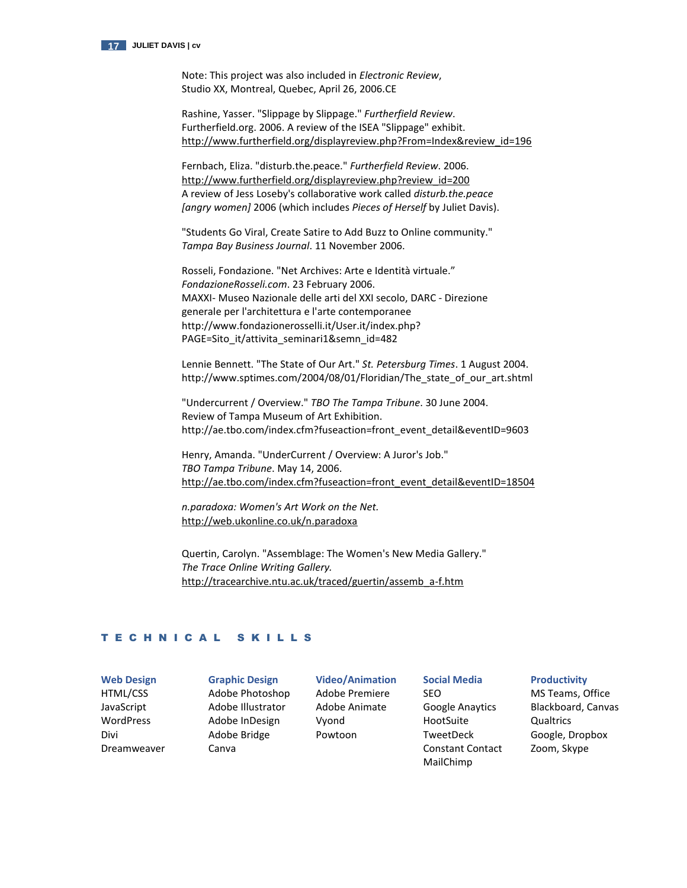Note: This project was also included in *Electronic Review*, Studio XX, Montreal, Quebec, April 26, 2006.CE

Rashine, Yasser. "Slippage by Slippage." *Furtherfield Review*. Furtherfield.org. 2006. A review of the ISEA "Slippage" exhibit. http://www.furtherfield.org/displayreview.php?From=Index&review_id=196

Fernbach, Eliza. "disturb.the.peace." *Furtherfield Review*. 2006. http://www.furtherfield.org/displayreview.php?review_id=200 A review of Jess Loseby's collaborative work called *disturb.the.peace [angry women]* 2006 (which includes *Pieces of Herself* by Juliet Davis).

"Students Go Viral, Create Satire to Add Buzz to Online community." *Tampa Bay Business Journal*. 11 November 2006.

Rosseli, Fondazione. "Net Archives: Arte e Identità virtuale." *FondazioneRosseli.com*. 23 February 2006. MAXXI- Museo Nazionale delle arti del XXI secolo, DARC - Direzione generale per l'architettura e l'arte contemporanee http://www.fondazionerosselli.it/User.it/index.php?PAGE=Sito_it/attivita_seminari1&semn_id=482

Lennie Bennett. "The State of Our Art." *St. Petersburg Times*. 1 August 2004. http://www.sptimes.com/2004/08/01/Floridian/The_state_of_our_art.shtml

"Undercurrent / Overview." *TBO The Tampa Tribune*. 30 June 2004. Review of Tampa Museum of Art Exhibition. http://ae.tbo.com/index.cfm?fuseaction=front_event_detail&eventID=9603

Henry, Amanda. "UnderCurrent / Overview: A Juror's Job." *TBO Tampa Tribune*. May 14, 2006. http://ae.tbo.com/index.cfm?fuseaction=front_event_detail&eventID=18504

*n.paradoxa: Women's Art Work on the Net.* http://web.ukonline.co.uk/n.paradoxa

Quertin, Carolyn. "Assemblage: The Women's New Media Gallery." *The Trace Online Writing Gallery.* http://tracearchive.ntu.ac.uk/traced/guertin/assemb_a-f.htm

## TECHNICAL SKILLS

| Web Design | Graphic Design | Video/Animation | Social Media | Productivity |
|---|---|---|---|---|
| HTML/CSS | Adobe Photoshop | Adobe Premiere | SEO | MS Teams, Office |
| JavaScript | Adobe Illustrator | Adobe Animate | Google Anaytics | Blackboard, Canvas |
| WordPress | Adobe InDesign | Vyond | HootSuite | Qualtrics |
| Divi | Adobe Bridge | Powtoon | TweetDeck | Google, Dropbox |
| Dreamweaver | Canva | | Constant Contact | Zoom, Skype |
| | | | MailChimp | |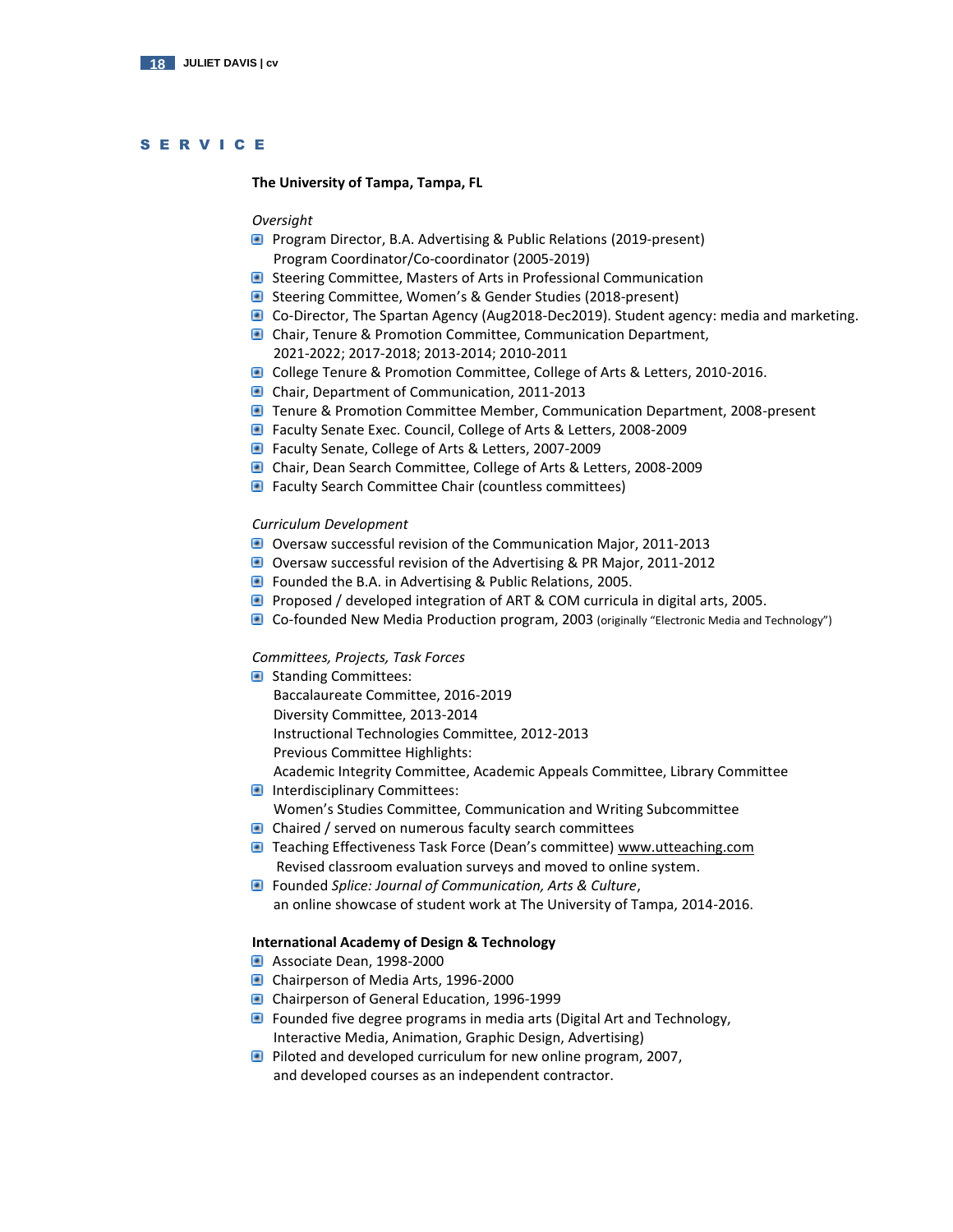## SERVICE

**The University of Tampa, Tampa, FL**

*Oversight*

- Program Director, B.A. Advertising & Public Relations (2019-present)
  Program Coordinator/Co-coordinator (2005-2019)
- Steering Committee, Masters of Arts in Professional Communication
- Steering Committee, Women's & Gender Studies (2018-present)
- Co-Director, The Spartan Agency (Aug2018-Dec2019). Student agency: media and marketing.
- Chair, Tenure & Promotion Committee, Communication Department,
  2021-2022; 2017-2018; 2013-2014; 2010-2011
- College Tenure & Promotion Committee, College of Arts & Letters, 2010-2016.
- Chair, Department of Communication, 2011-2013
- Tenure & Promotion Committee Member, Communication Department, 2008-present
- Faculty Senate Exec. Council, College of Arts & Letters, 2008-2009
- Faculty Senate, College of Arts & Letters, 2007-2009
- Chair, Dean Search Committee, College of Arts & Letters, 2008-2009
- Faculty Search Committee Chair (countless committees)

*Curriculum Development*

- Oversaw successful revision of the Communication Major, 2011-2013
- Oversaw successful revision of the Advertising & PR Major, 2011-2012
- Founded the B.A. in Advertising & Public Relations, 2005.
- Proposed / developed integration of ART & COM curricula in digital arts, 2005.
- Co-founded New Media Production program, 2003 (originally "Electronic Media and Technology")

*Committees, Projects, Task Forces*

- Standing Committees:
  Baccalaureate Committee, 2016-2019
  Diversity Committee, 2013-2014
  Instructional Technologies Committee, 2012-2013
  Previous Committee Highlights:
  Academic Integrity Committee, Academic Appeals Committee, Library Committee
- Interdisciplinary Committees:
  Women's Studies Committee, Communication and Writing Subcommittee
- Chaired / served on numerous faculty search committees
- Teaching Effectiveness Task Force (Dean's committee) www.utteaching.com
  Revised classroom evaluation surveys and moved to online system.
- Founded *Splice: Journal of Communication, Arts & Culture*,
  an online showcase of student work at The University of Tampa, 2014-2016.

**International Academy of Design & Technology**

- Associate Dean, 1998-2000
- Chairperson of Media Arts, 1996-2000
- Chairperson of General Education, 1996-1999
- Founded five degree programs in media arts (Digital Art and Technology,
  Interactive Media, Animation, Graphic Design, Advertising)
- Piloted and developed curriculum for new online program, 2007,
  and developed courses as an independent contractor.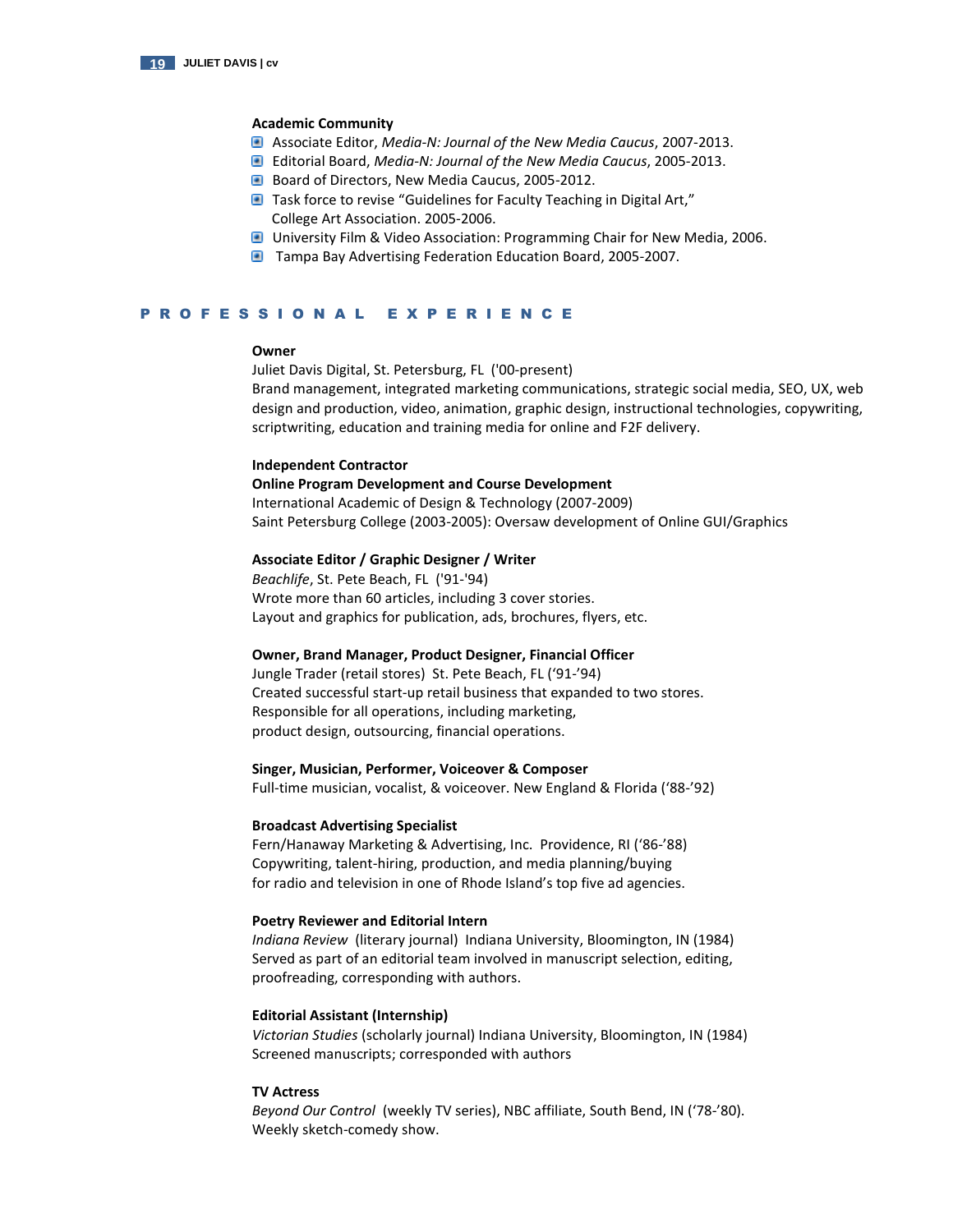### Academic Community

- Associate Editor, *Media-N: Journal of the New Media Caucus*, 2007-2013.
- Editorial Board, *Media-N: Journal of the New Media Caucus*, 2005-2013.
- Board of Directors, New Media Caucus, 2005-2012.
- Task force to revise "Guidelines for Faculty Teaching in Digital Art," College Art Association. 2005-2006.
- University Film & Video Association: Programming Chair for New Media, 2006.
- Tampa Bay Advertising Federation Education Board, 2005-2007.

## PROFESSIONAL EXPERIENCE

**Owner**
Juliet Davis Digital, St. Petersburg, FL ('00-present)
Brand management, integrated marketing communications, strategic social media, SEO, UX, web design and production, video, animation, graphic design, instructional technologies, copywriting, scriptwriting, education and training media for online and F2F delivery.

**Independent Contractor**
**Online Program Development and Course Development**
International Academic of Design & Technology (2007-2009)
Saint Petersburg College (2003-2005): Oversaw development of Online GUI/Graphics

**Associate Editor / Graphic Designer / Writer**
*Beachlife*, St. Pete Beach, FL ('91-'94)
Wrote more than 60 articles, including 3 cover stories.
Layout and graphics for publication, ads, brochures, flyers, etc.

**Owner, Brand Manager, Product Designer, Financial Officer**
Jungle Trader (retail stores) St. Pete Beach, FL ('91-'94)
Created successful start-up retail business that expanded to two stores.
Responsible for all operations, including marketing,
product design, outsourcing, financial operations.

**Singer, Musician, Performer, Voiceover & Composer**
Full-time musician, vocalist, & voiceover. New England & Florida ('88-'92)

**Broadcast Advertising Specialist**
Fern/Hanaway Marketing & Advertising, Inc. Providence, RI ('86-'88)
Copywriting, talent-hiring, production, and media planning/buying
for radio and television in one of Rhode Island's top five ad agencies.

**Poetry Reviewer and Editorial Intern**
*Indiana Review* (literary journal) Indiana University, Bloomington, IN (1984)
Served as part of an editorial team involved in manuscript selection, editing,
proofreading, corresponding with authors.

**Editorial Assistant (Internship)**
*Victorian Studies* (scholarly journal) Indiana University, Bloomington, IN (1984)
Screened manuscripts; corresponded with authors

**TV Actress**
*Beyond Our Control* (weekly TV series), NBC affiliate, South Bend, IN ('78-'80).
Weekly sketch-comedy show.